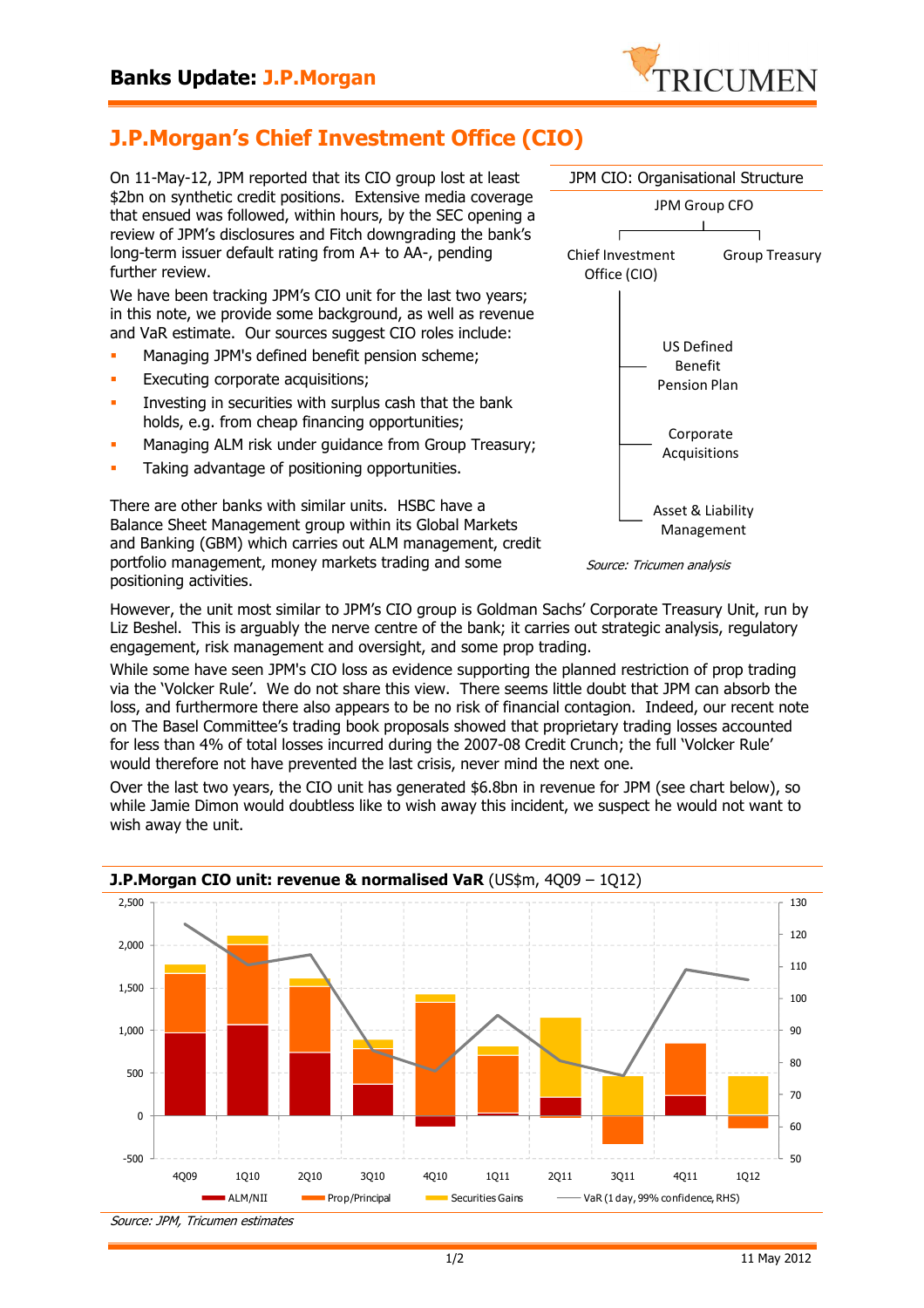# J.P.Morgan's Chief Investment Office (CIO)

On 11-May-12, JPM reported that its CIO group lost at least \$2bn on synthetic credit positions. Extensive media coverage that ensued was followed, within hours, by the SEC opening a review of JPM's disclosures and Fitch downgrading the bank's long-term issuer default rating from A+ to AA-, pending further review.

We have been tracking JPM's CIO unit for the last two years; in this note, we provide some background, as well as revenue and VaR estimate. Our sources suggest CIO roles include:

- Managing JPM's defined benefit pension scheme;
- Executing corporate acquisitions;
- Investing in securities with surplus cash that the bank holds, e.g. from cheap financing opportunities;
- Managing ALM risk under guidance from Group Treasury;
- Taking advantage of positioning opportunities.

There are other banks with similar units. HSBC have a Balance Sheet Management group within its Global Markets and Banking (GBM) which carries out ALM management, credit portfolio management, money markets trading and some positioning activities.

**JPM CIO: Organisational Structure**

- JPM Group CFO
  - Chief Investment Office (CIO)
    - US Defined Benefit Pension Plan
    - Corporate Acquisitions
    - Asset & Liability Management
  - Group Treasury

*Source: Tricumen analysis*

However, the unit most similar to JPM's CIO group is Goldman Sachs' Corporate Treasury Unit, run by Liz Beshel. This is arguably the nerve centre of the bank; it carries out strategic analysis, regulatory engagement, risk management and oversight, and some prop trading.

While some have seen JPM's CIO loss as evidence supporting the planned restriction of prop trading via the 'Volcker Rule'. We do not share this view. There seems little doubt that JPM can absorb the loss, and furthermore there also appears to be no risk of financial contagion. Indeed, our recent note on The Basel Committee's trading book proposals showed that proprietary trading losses accounted for less than 4% of total losses incurred during the 2007-08 Credit Crunch; the full 'Volcker Rule' would therefore not have prevented the last crisis, never mind the next one.

Over the last two years, the CIO unit has generated \$6.8bn in revenue for JPM (see chart below), so while Jamie Dimon would doubtless like to wish away this incident, we suspect he would not want to wish away the unit.

**J.P.Morgan CIO unit: revenue & normalised VaR** (US\$m, 4Q09 – 1Q12)

Chart legend: ALM/NII; Prop/Principal; Securities Gains; VaR (1 day, 99% confidence, RHS). Periods: 4Q09, 1Q10, 2Q10, 3Q10, 4Q10, 1Q11, 2Q11, 3Q11, 4Q11, 1Q12. Left axis -500 to 2,500; right axis 50 to 130.

*Source: JPM, Tricumen estimates*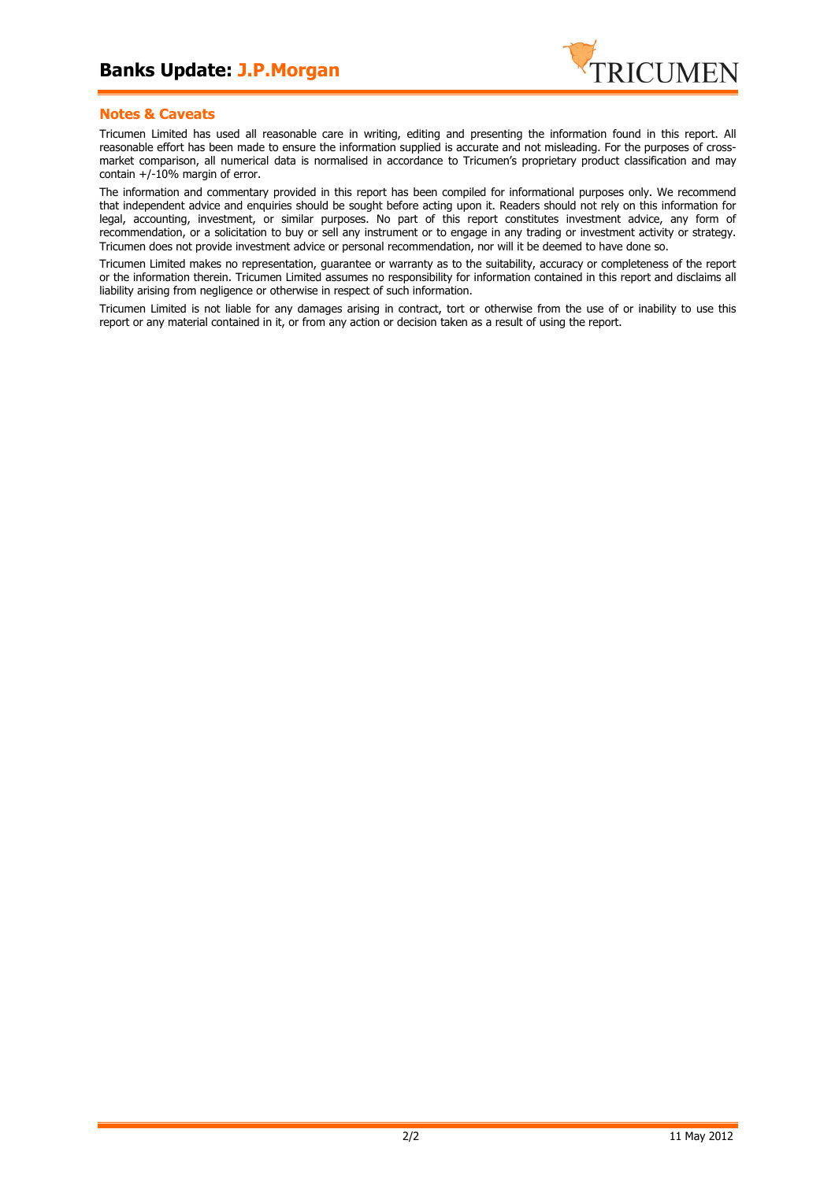## Notes & Caveats

Tricumen Limited has used all reasonable care in writing, editing and presenting the information found in this report. All reasonable effort has been made to ensure the information supplied is accurate and not misleading. For the purposes of cross-market comparison, all numerical data is normalised in accordance to Tricumen's proprietary product classification and may contain +/-10% margin of error.

The information and commentary provided in this report has been compiled for informational purposes only. We recommend that independent advice and enquiries should be sought before acting upon it. Readers should not rely on this information for legal, accounting, investment, or similar purposes. No part of this report constitutes investment advice, any form of recommendation, or a solicitation to buy or sell any instrument or to engage in any trading or investment activity or strategy. Tricumen does not provide investment advice or personal recommendation, nor will it be deemed to have done so.

Tricumen Limited makes no representation, guarantee or warranty as to the suitability, accuracy or completeness of the report or the information therein. Tricumen Limited assumes no responsibility for information contained in this report and disclaims all liability arising from negligence or otherwise in respect of such information.

Tricumen Limited is not liable for any damages arising in contract, tort or otherwise from the use of or inability to use this report or any material contained in it, or from any action or decision taken as a result of using the report.